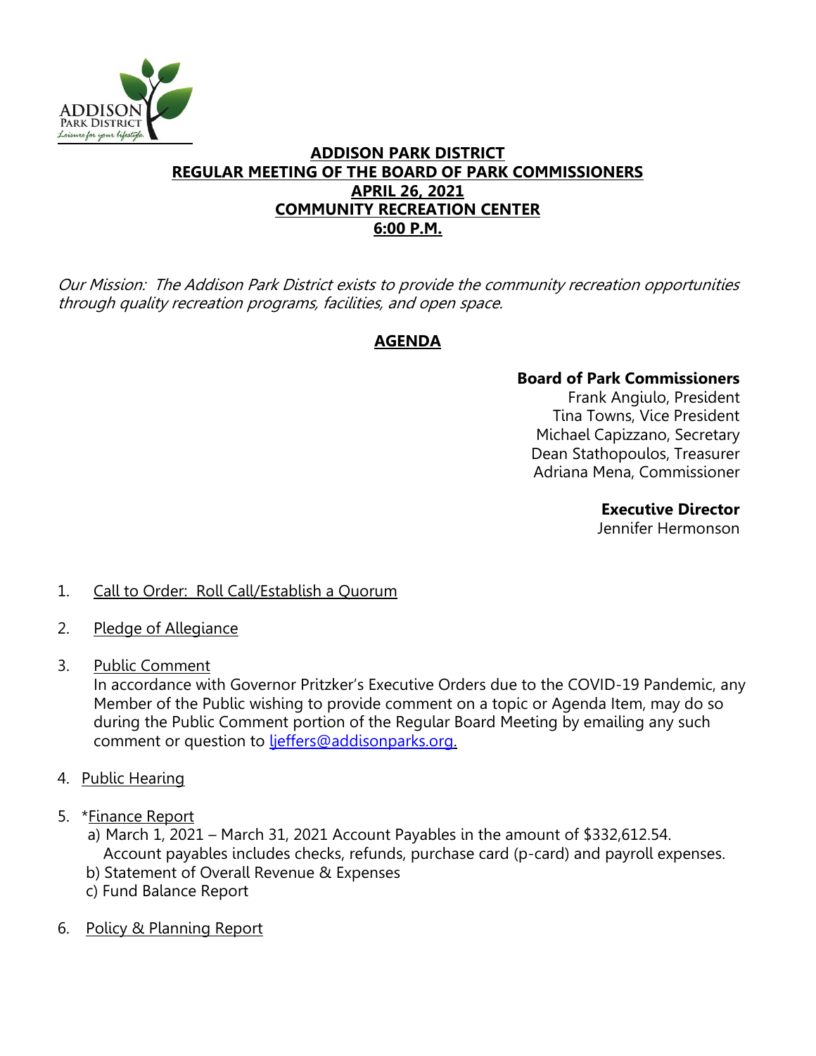# ADDISON PARK DISTRICT
## REGULAR MEETING OF THE BOARD OF PARK COMMISSIONERS
## APRIL 26, 2021
## COMMUNITY RECREATION CENTER
## 6:00 P.M.

*Our Mission: The Addison Park District exists to provide the community recreation opportunities through quality recreation programs, facilities, and open space.*

## AGENDA

**Board of Park Commissioners**
Frank Angiulo, President
Tina Towns, Vice President
Michael Capizzano, Secretary
Dean Stathopoulos, Treasurer
Adriana Mena, Commissioner

**Executive Director**
Jennifer Hermonson

1. Call to Order: Roll Call/Establish a Quorum

2. Pledge of Allegiance

3. Public Comment
   In accordance with Governor Pritzker's Executive Orders due to the COVID-19 Pandemic, any Member of the Public wishing to provide comment on a topic or Agenda Item, may do so during the Public Comment portion of the Regular Board Meeting by emailing any such comment or question to ljeffers@addisonparks.org.

4. Public Hearing

5. *Finance Report
   a) March 1, 2021 – March 31, 2021 Account Payables in the amount of $332,612.54. Account payables includes checks, refunds, purchase card (p-card) and payroll expenses.
   b) Statement of Overall Revenue & Expenses
   c) Fund Balance Report

6. Policy & Planning Report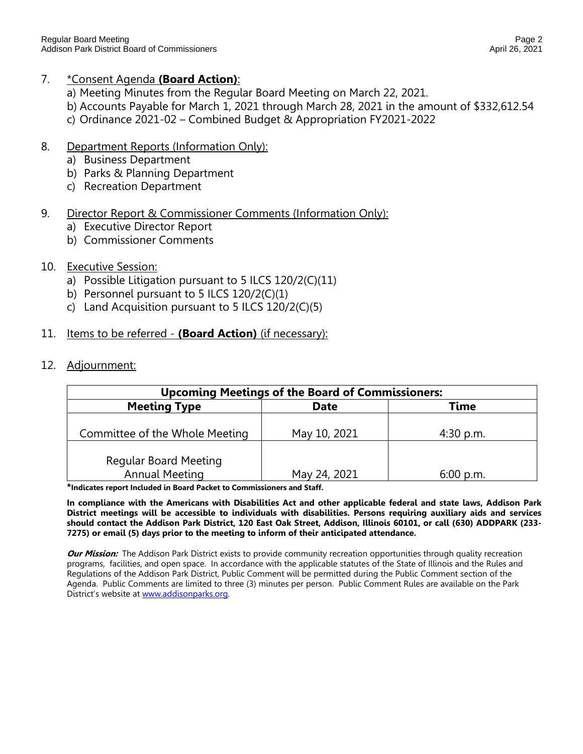7. *Consent Agenda **(Board Action)**:
   a) Meeting Minutes from the Regular Board Meeting on March 22, 2021.
   b) Accounts Payable for March 1, 2021 through March 28, 2021 in the amount of $332,612.54
   c) Ordinance 2021-02 – Combined Budget & Appropriation FY2021-2022

8. Department Reports (Information Only):
   a) Business Department
   b) Parks & Planning Department
   c) Recreation Department

9. Director Report & Commissioner Comments (Information Only):
   a) Executive Director Report
   b) Commissioner Comments

10. Executive Session:
    a) Possible Litigation pursuant to 5 ILCS 120/2(C)(11)
    b) Personnel pursuant to 5 ILCS 120/2(C)(1)
    c) Land Acquisition pursuant to 5 ILCS 120/2(C)(5)

11. Items to be referred - **(Board Action)** (if necessary):

12. Adjournment:

| **Upcoming Meetings of the Board of Commissioners:** | | |
|---|---|---|
| **Meeting Type** | **Date** | **Time** |
| Committee of the Whole Meeting | May 10, 2021 | 4:30 p.m. |
| Regular Board Meeting Annual Meeting | May 24, 2021 | 6:00 p.m. |

***Indicates report Included in Board Packet to Commissioners and Staff.**

**In compliance with the Americans with Disabilities Act and other applicable federal and state laws, Addison Park District meetings will be accessible to individuals with disabilities. Persons requiring auxiliary aids and services should contact the Addison Park District, 120 East Oak Street, Addison, Illinois 60101, or call (630) ADDPARK (233-7275) or email (5) days prior to the meeting to inform of their anticipated attendance.**

***Our Mission:*** The Addison Park District exists to provide community recreation opportunities through quality recreation programs, facilities, and open space. In accordance with the applicable statutes of the State of Illinois and the Rules and Regulations of the Addison Park District, Public Comment will be permitted during the Public Comment section of the Agenda. Public Comments are limited to three (3) minutes per person. Public Comment Rules are available on the Park District's website at www.addisonparks.org.